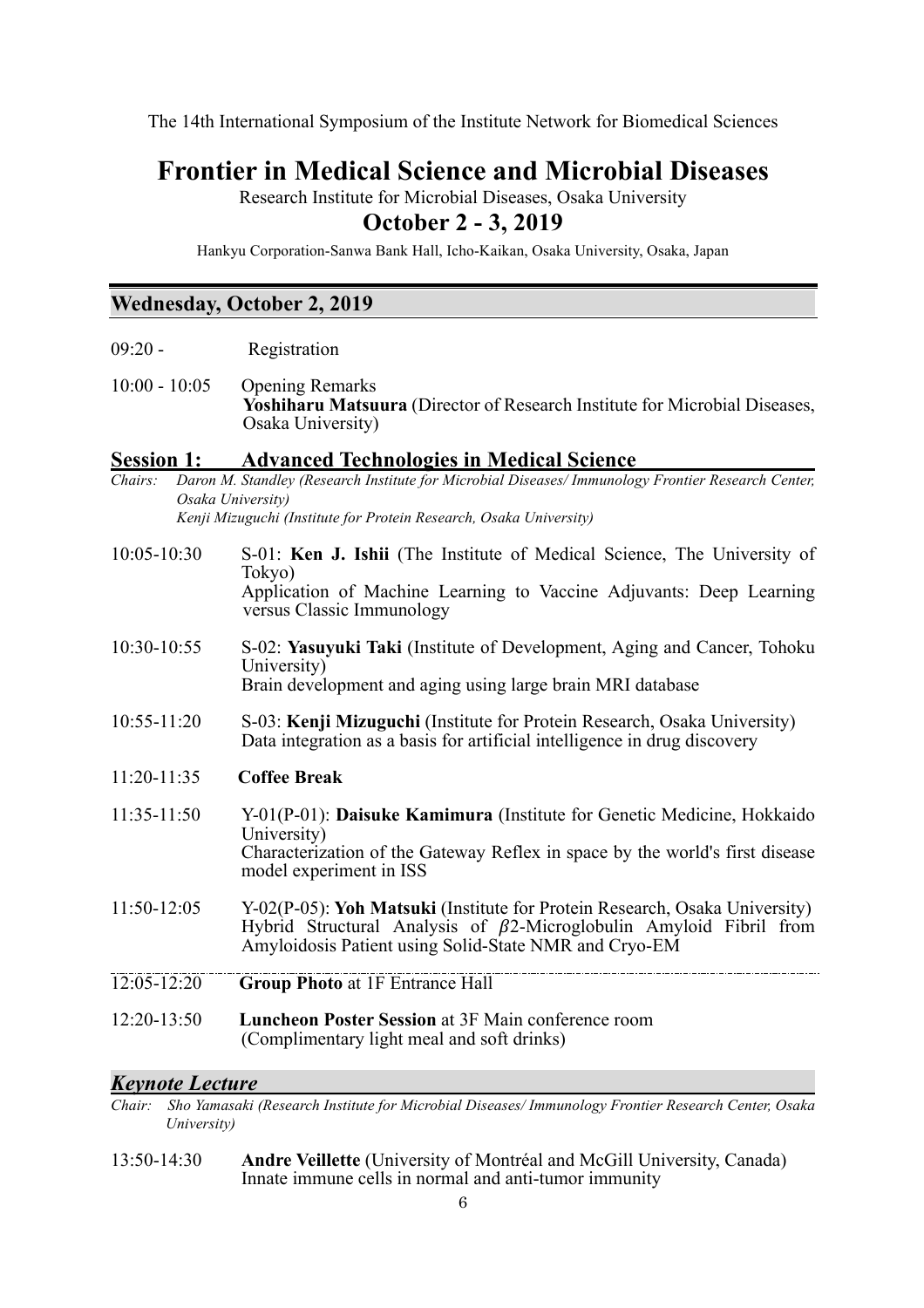The 14th International Symposium of the Institute Network for Biomedical Sciences

# Frontier in Medical Science and Microbial Diseases

Research Institute for Microbial Diseases, Osaka University

## October 2 - 3, 2019

Hankyu Corporation-Sanwa Bank Hall, Icho-Kaikan, Osaka University, Osaka, Japan

## Wednesday, October 2, 2019

09:20 - Registration

10:00 - 10:05 Opening Remarks
**Yoshiharu Matsuura** (Director of Research Institute for Microbial Diseases, Osaka University)

### Session 1: Advanced Technologies in Medical Science

*Chairs: Daron M. Standley (Research Institute for Microbial Diseases/ Immunology Frontier Research Center, Osaka University)*
*Kenji Mizuguchi (Institute for Protein Research, Osaka University)*

10:05-10:30 S-01: **Ken J. Ishii** (The Institute of Medical Science, The University of Tokyo)
Application of Machine Learning to Vaccine Adjuvants: Deep Learning versus Classic Immunology

10:30-10:55 S-02: **Yasuyuki Taki** (Institute of Development, Aging and Cancer, Tohoku University)
Brain development and aging using large brain MRI database

10:55-11:20 S-03: **Kenji Mizuguchi** (Institute for Protein Research, Osaka University)
Data integration as a basis for artificial intelligence in drug discovery

11:20-11:35 **Coffee Break**

11:35-11:50 Y-01(P-01): **Daisuke Kamimura** (Institute for Genetic Medicine, Hokkaido University)
Characterization of the Gateway Reflex in space by the world's first disease model experiment in ISS

11:50-12:05 Y-02(P-05): **Yoh Matsuki** (Institute for Protein Research, Osaka University)
Hybrid Structural Analysis of $\beta$2-Microglobulin Amyloid Fibril from Amyloidosis Patient using Solid-State NMR and Cryo-EM

---

12:05-12:20 **Group Photo** at 1F Entrance Hall

12:20-13:50 **Luncheon Poster Session** at 3F Main conference room
(Complimentary light meal and soft drinks)

### *Keynote Lecture*

*Chair: Sho Yamasaki (Research Institute for Microbial Diseases/ Immunology Frontier Research Center, Osaka University)*

13:50-14:30 **Andre Veillette** (University of Montréal and McGill University, Canada)
Innate immune cells in normal and anti-tumor immunity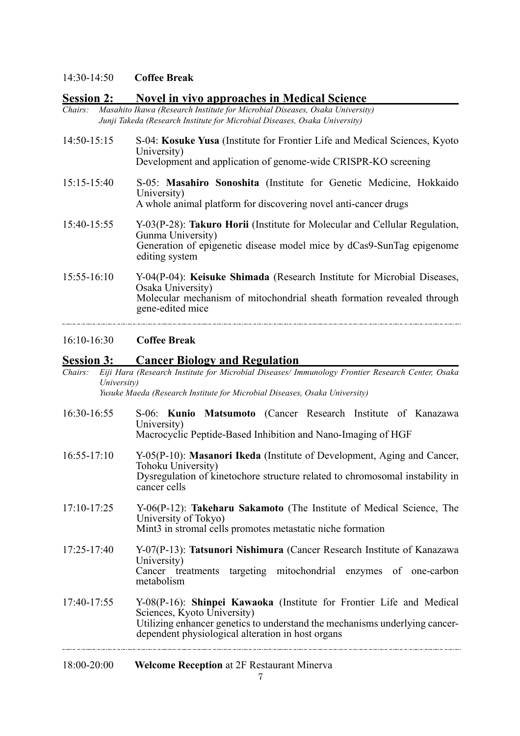14:30-14:50 **Coffee Break**

## Session 2: Novel in vivo approaches in Medical Science

*Chairs: Masahito Ikawa (Research Institute for Microbial Diseases, Osaka University)*
*Junji Takeda (Research Institute for Microbial Diseases, Osaka University)*

14:50-15:15 S-04: **Kosuke Yusa** (Institute for Frontier Life and Medical Sciences, Kyoto University)
Development and application of genome-wide CRISPR-KO screening

15:15-15:40 S-05: **Masahiro Sonoshita** (Institute for Genetic Medicine, Hokkaido University)
A whole animal platform for discovering novel anti-cancer drugs

15:40-15:55 Y-03(P-28): **Takuro Horii** (Institute for Molecular and Cellular Regulation, Gunma University)
Generation of epigenetic disease model mice by dCas9-SunTag epigenome editing system

15:55-16:10 Y-04(P-04): **Keisuke Shimada** (Research Institute for Microbial Diseases, Osaka University)
Molecular mechanism of mitochondrial sheath formation revealed through gene-edited mice

---

16:10-16:30 **Coffee Break**

## Session 3: Cancer Biology and Regulation

*Chairs: Eiji Hara (Research Institute for Microbial Diseases/ Immunology Frontier Research Center, Osaka University)*
*Yusuke Maeda (Research Institute for Microbial Diseases, Osaka University)*

16:30-16:55 S-06: **Kunio Matsumoto** (Cancer Research Institute of Kanazawa University)
Macrocyclic Peptide-Based Inhibition and Nano-Imaging of HGF

16:55-17:10 Y-05(P-10): **Masanori Ikeda** (Institute of Development, Aging and Cancer, Tohoku University)
Dysregulation of kinetochore structure related to chromosomal instability in cancer cells

17:10-17:25 Y-06(P-12): **Takeharu Sakamoto** (The Institute of Medical Science, The University of Tokyo)
Mint3 in stromal cells promotes metastatic niche formation

17:25-17:40 Y-07(P-13): **Tatsunori Nishimura** (Cancer Research Institute of Kanazawa University)
Cancer treatments targeting mitochondrial enzymes of one-carbon metabolism

17:40-17:55 Y-08(P-16): **Shinpei Kawaoka** (Institute for Frontier Life and Medical Sciences, Kyoto University)
Utilizing enhancer genetics to understand the mechanisms underlying cancer-dependent physiological alteration in host organs

---

18:00-20:00 **Welcome Reception** at 2F Restaurant Minerva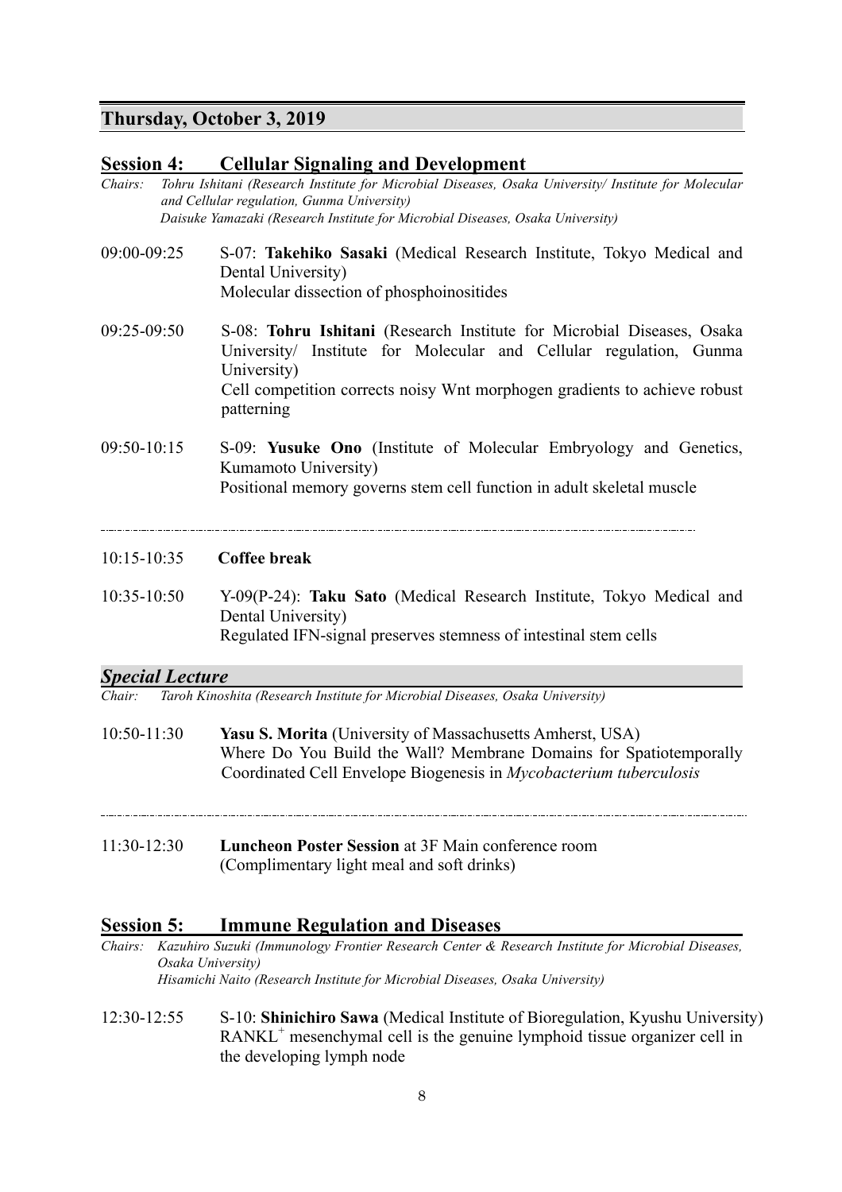## Thursday, October 3, 2019

### Session 4: Cellular Signaling and Development

*Chairs: Tohru Ishitani (Research Institute for Microbial Diseases, Osaka University/ Institute for Molecular and Cellular regulation, Gunma University)*
*Daisuke Yamazaki (Research Institute for Microbial Diseases, Osaka University)*

09:00-09:25 S-07: **Takehiko Sasaki** (Medical Research Institute, Tokyo Medical and Dental University)
Molecular dissection of phosphoinositides

09:25-09:50 S-08: **Tohru Ishitani** (Research Institute for Microbial Diseases, Osaka University/ Institute for Molecular and Cellular regulation, Gunma University)
Cell competition corrects noisy Wnt morphogen gradients to achieve robust patterning

09:50-10:15 S-09: **Yusuke Ono** (Institute of Molecular Embryology and Genetics, Kumamoto University)
Positional memory governs stem cell function in adult skeletal muscle

---

10:15-10:35 **Coffee break**

10:35-10:50 Y-09(P-24): **Taku Sato** (Medical Research Institute, Tokyo Medical and Dental University)
Regulated IFN-signal preserves stemness of intestinal stem cells

### *Special Lecture*

*Chair: Taroh Kinoshita (Research Institute for Microbial Diseases, Osaka University)*

10:50-11:30 **Yasu S. Morita** (University of Massachusetts Amherst, USA)
Where Do You Build the Wall? Membrane Domains for Spatiotemporally Coordinated Cell Envelope Biogenesis in *Mycobacterium tuberculosis*

---

11:30-12:30 **Luncheon Poster Session** at 3F Main conference room
(Complimentary light meal and soft drinks)

### Session 5: Immune Regulation and Diseases

*Chairs: Kazuhiro Suzuki (Immunology Frontier Research Center & Research Institute for Microbial Diseases, Osaka University)*
*Hisamichi Naito (Research Institute for Microbial Diseases, Osaka University)*

12:30-12:55 S-10: **Shinichiro Sawa** (Medical Institute of Bioregulation, Kyushu University)
$RANKL^{+}$ mesenchymal cell is the genuine lymphoid tissue organizer cell in the developing lymph node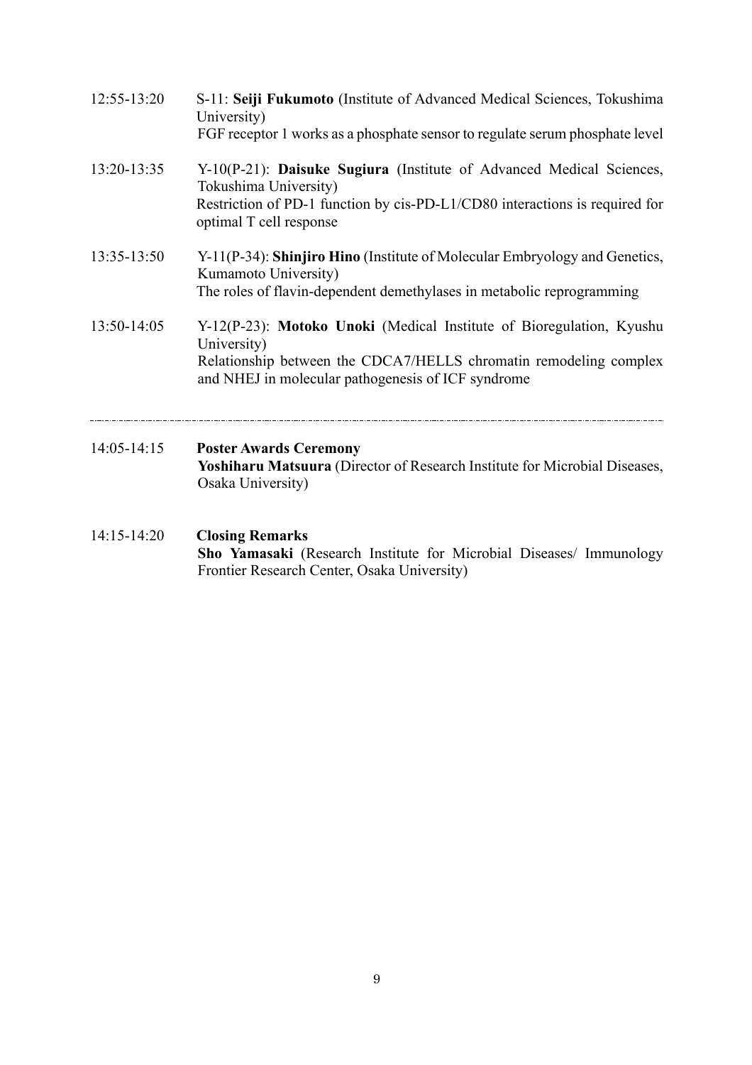12:55-13:20 S-11: **Seiji Fukumoto** (Institute of Advanced Medical Sciences, Tokushima University)
FGF receptor 1 works as a phosphate sensor to regulate serum phosphate level

13:20-13:35 Y-10(P-21): **Daisuke Sugiura** (Institute of Advanced Medical Sciences, Tokushima University)
Restriction of PD-1 function by cis-PD-L1/CD80 interactions is required for optimal T cell response

13:35-13:50 Y-11(P-34): **Shinjiro Hino** (Institute of Molecular Embryology and Genetics, Kumamoto University)
The roles of flavin-dependent demethylases in metabolic reprogramming

13:50-14:05 Y-12(P-23): **Motoko Unoki** (Medical Institute of Bioregulation, Kyushu University)
Relationship between the CDCA7/HELLS chromatin remodeling complex and NHEJ in molecular pathogenesis of ICF syndrome

---

14:05-14:15 **Poster Awards Ceremony**
**Yoshiharu Matsuura** (Director of Research Institute for Microbial Diseases, Osaka University)

14:15-14:20 **Closing Remarks**
**Sho Yamasaki** (Research Institute for Microbial Diseases/ Immunology Frontier Research Center, Osaka University)